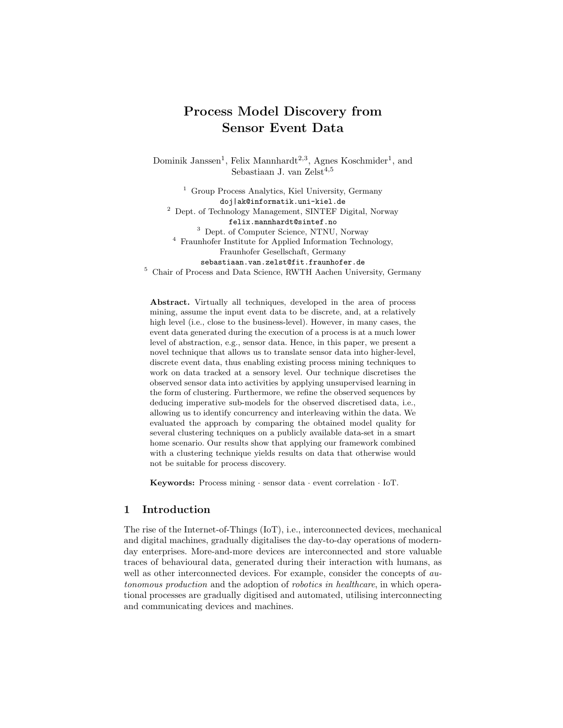# Process Model Discovery from Sensor Event Data

Dominik Janssen[1], Felix Mannhardt[2,3], Agnes Koschmider[1], and Sebastiaan J. van Zelst[4,5]

[1] Group Process Analytics, Kiel University, Germany
doj|ak@informatik.uni-kiel.de

[2] Dept. of Technology Management, SINTEF Digital, Norway
felix.mannhardt@sintef.no

[3] Dept. of Computer Science, NTNU, Norway

[4] Fraunhofer Institute for Applied Information Technology, Fraunhofer Gesellschaft, Germany
sebastiaan.van.zelst@fit.fraunhofer.de

[5] Chair of Process and Data Science, RWTH Aachen University, Germany

**Abstract.** Virtually all techniques, developed in the area of process mining, assume the input event data to be discrete, and, at a relatively high level (i.e., close to the business-level). However, in many cases, the event data generated during the execution of a process is at a much lower level of abstraction, e.g., sensor data. Hence, in this paper, we present a novel technique that allows us to translate sensor data into higher-level, discrete event data, thus enabling existing process mining techniques to work on data tracked at a sensory level. Our technique discretises the observed sensor data into activities by applying unsupervised learning in the form of clustering. Furthermore, we refine the observed sequences by deducing imperative sub-models for the observed discretised data, i.e., allowing us to identify concurrency and interleaving within the data. We evaluated the approach by comparing the obtained model quality for several clustering techniques on a publicly available data-set in a smart home scenario. Our results show that applying our framework combined with a clustering technique yields results on data that otherwise would not be suitable for process discovery.

**Keywords:** Process mining · sensor data · event correlation · IoT.

## 1 Introduction

The rise of the Internet-of-Things (IoT), i.e., interconnected devices, mechanical and digital machines, gradually digitalises the day-to-day operations of modern-day enterprises. More-and-more devices are interconnected and store valuable traces of behavioural data, generated during their interaction with humans, as well as other interconnected devices. For example, consider the concepts of *autonomous production* and the adoption of *robotics in healthcare*, in which operational processes are gradually digitised and automated, utilising interconnecting and communicating devices and machines.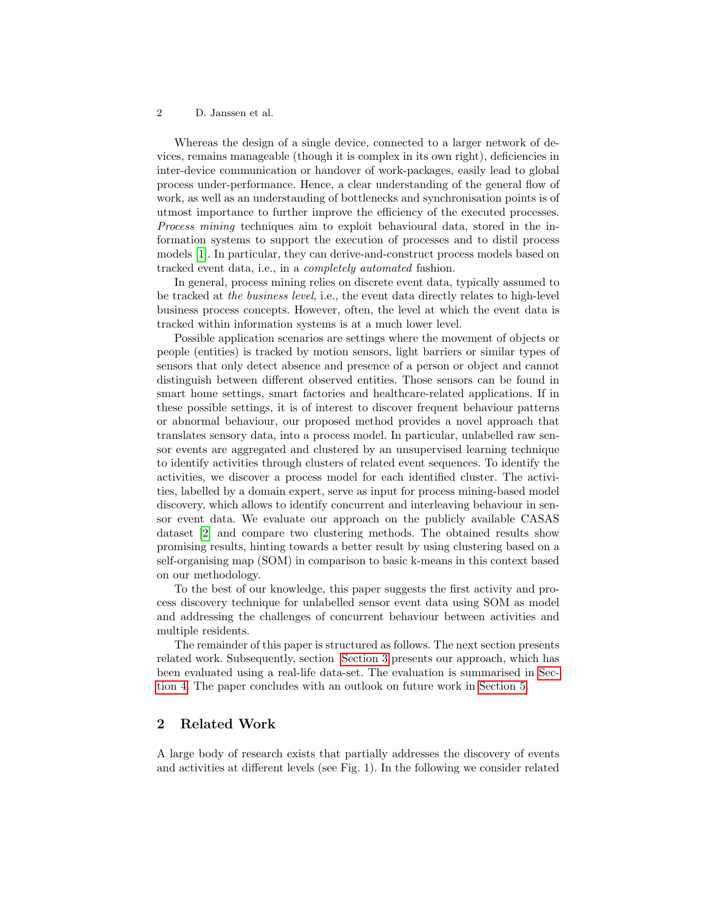Whereas the design of a single device, connected to a larger network of devices, remains manageable (though it is complex in its own right), deficiencies in inter-device communication or handover of work-packages, easily lead to global process under-performance. Hence, a clear understanding of the general flow of work, as well as an understanding of bottlenecks and synchronisation points is of utmost importance to further improve the efficiency of the executed processes. *Process mining* techniques aim to exploit behavioural data, stored in the information systems to support the execution of processes and to distil process models [1]. In particular, they can derive-and-construct process models based on tracked event data, i.e., in a *completely automated* fashion.

In general, process mining relies on discrete event data, typically assumed to be tracked at *the business level*, i.e., the event data directly relates to high-level business process concepts. However, often, the level at which the event data is tracked within information systems is at a much lower level.

Possible application scenarios are settings where the movement of objects or people (entities) is tracked by motion sensors, light barriers or similar types of sensors that only detect absence and presence of a person or object and cannot distinguish between different observed entities. Those sensors can be found in smart home settings, smart factories and healthcare-related applications. If in these possible settings, it is of interest to discover frequent behaviour patterns or abnormal behaviour, our proposed method provides a novel approach that translates sensory data, into a process model. In particular, unlabelled raw sensor events are aggregated and clustered by an unsupervised learning technique to identify activities through clusters of related event sequences. To identify the activities, we discover a process model for each identified cluster. The activities, labelled by a domain expert, serve as input for process mining-based model discovery, which allows to identify concurrent and interleaving behaviour in sensor event data. We evaluate our approach on the publicly available CASAS dataset [2] and compare two clustering methods. The obtained results show promising results, hinting towards a better result by using clustering based on a self-organising map (SOM) in comparison to basic k-means in this context based on our methodology.

To the best of our knowledge, this paper suggests the first activity and process discovery technique for unlabelled sensor event data using SOM as model and addressing the challenges of concurrent behaviour between activities and multiple residents.

The remainder of this paper is structured as follows. The next section presents related work. Subsequently, section Section 3 presents our approach, which has been evaluated using a real-life data-set. The evaluation is summarised in Section 4. The paper concludes with an outlook on future work in Section 5.

## 2 Related Work

A large body of research exists that partially addresses the discovery of events and activities at different levels (see Fig. 1). In the following we consider related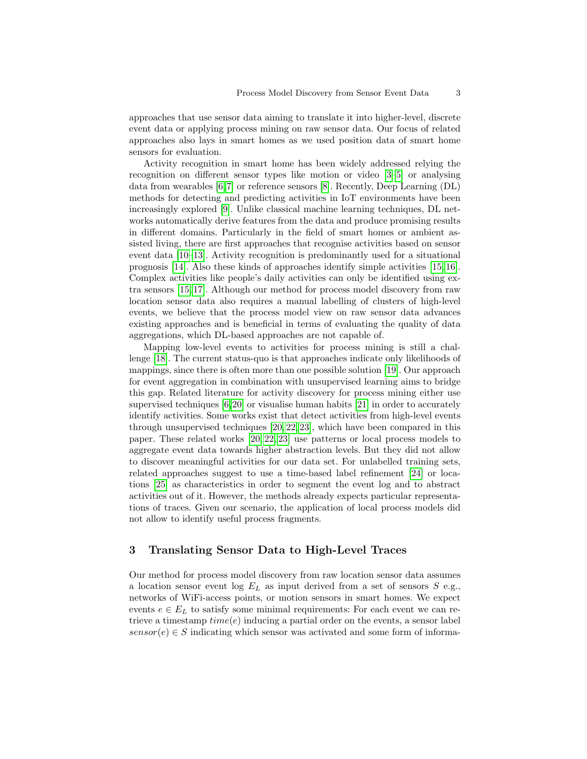approaches that use sensor data aiming to translate it into higher-level, discrete event data or applying process mining on raw sensor data. Our focus of related approaches also lays in smart homes as we used position data of smart home sensors for evaluation.

Activity recognition in smart home has been widely addressed relying the recognition on different sensor types like motion or video [3–5] or analysing data from wearables [6,7] or reference sensors [8]. Recently, Deep Learning (DL) methods for detecting and predicting activities in IoT environments have been increasingly explored [9]. Unlike classical machine learning techniques, DL networks automatically derive features from the data and produce promising results in different domains. Particularly in the field of smart homes or ambient assisted living, there are first approaches that recognise activities based on sensor event data [10–13]. Activity recognition is predominantly used for a situational prognosis [14]. Also these kinds of approaches identify simple activities [15,16]. Complex activities like people's daily activities can only be identified using extra sensors [15,17]. Although our method for process model discovery from raw location sensor data also requires a manual labelling of clusters of high-level events, we believe that the process model view on raw sensor data advances existing approaches and is beneficial in terms of evaluating the quality of data aggregations, which DL-based approaches are not capable of.

Mapping low-level events to activities for process mining is still a challenge [18]. The current status-quo is that approaches indicate only likelihoods of mappings, since there is often more than one possible solution [19]. Our approach for event aggregation in combination with unsupervised learning aims to bridge this gap. Related literature for activity discovery for process mining either use supervised techniques [6,20] or visualise human habits [21] in order to accurately identify activities. Some works exist that detect activities from high-level events through unsupervised techniques [20,22,23], which have been compared in this paper. These related works [20,22,23] use patterns or local process models to aggregate event data towards higher abstraction levels. But they did not allow to discover meaningful activities for our data set. For unlabelled training sets, related approaches suggest to use a time-based label refinement [24] or locations [25] as characteristics in order to segment the event log and to abstract activities out of it. However, the methods already expects particular representations of traces. Given our scenario, the application of local process models did not allow to identify useful process fragments.

## 3 Translating Sensor Data to High-Level Traces

Our method for process model discovery from raw location sensor data assumes a location sensor event log $E_L$ as input derived from a set of sensors $S$ e.g., networks of WiFi-access points, or motion sensors in smart homes. We expect events $e \in E_L$ to satisfy some minimal requirements: For each event we can retrieve a timestamp $time(e)$ inducing a partial order on the events, a sensor label $sensor(e) \in S$ indicating which sensor was activated and some form of informa-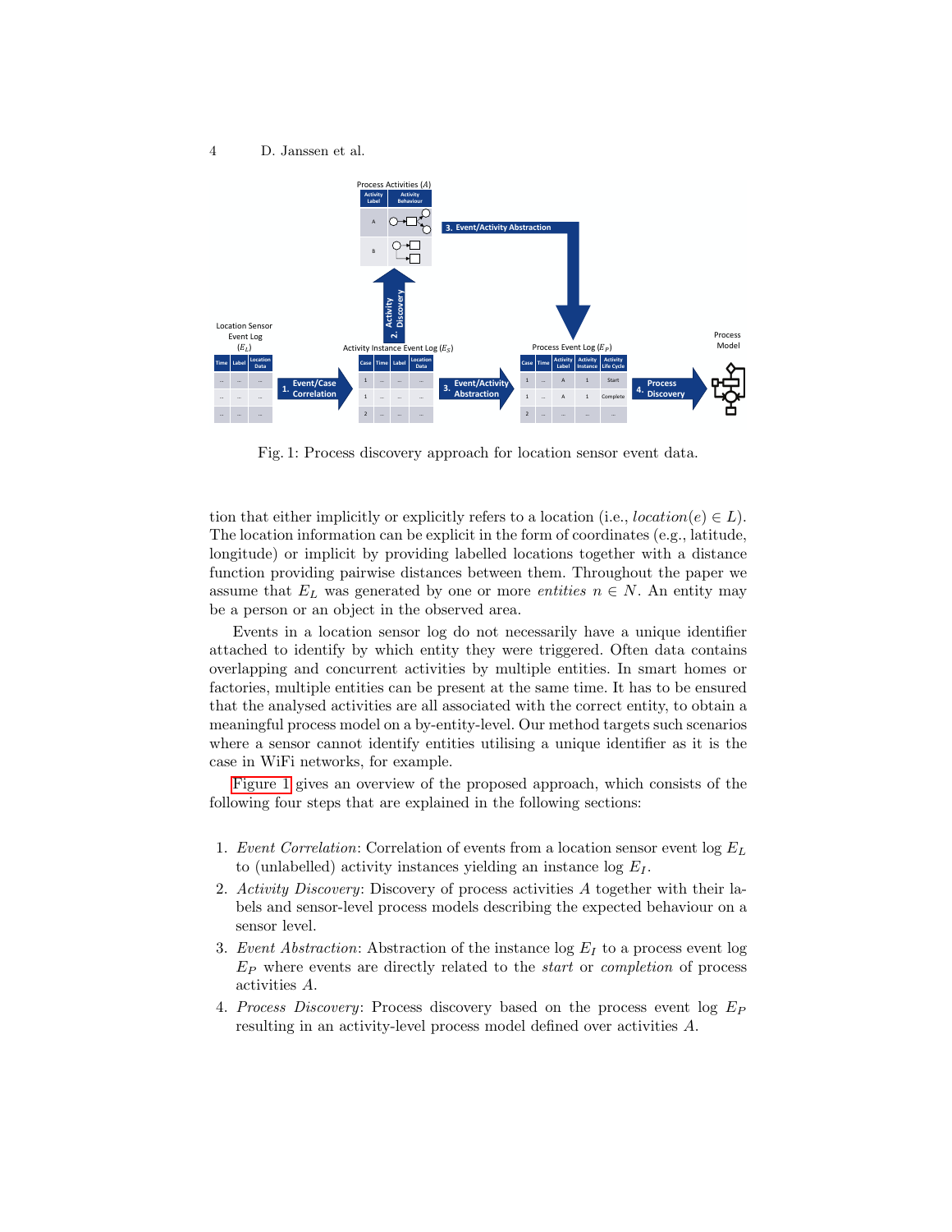Fig. 1: Process discovery approach for location sensor event data.

tion that either implicitly or explicitly refers to a location (i.e., $location(e) \in L$). The location information can be explicit in the form of coordinates (e.g., latitude, longitude) or implicit by providing labelled locations together with a distance function providing pairwise distances between them. Throughout the paper we assume that $E_L$ was generated by one or more *entities* $n \in N$. An entity may be a person or an object in the observed area.

Events in a location sensor log do not necessarily have a unique identifier attached to identify by which entity they were triggered. Often data contains overlapping and concurrent activities by multiple entities. In smart homes or factories, multiple entities can be present at the same time. It has to be ensured that the analysed activities are all associated with the correct entity, to obtain a meaningful process model on a by-entity-level. Our method targets such scenarios where a sensor cannot identify entities utilising a unique identifier as it is the case in WiFi networks, for example.

Figure 1 gives an overview of the proposed approach, which consists of the following four steps that are explained in the following sections:

1. *Event Correlation*: Correlation of events from a location sensor event log $E_L$ to (unlabelled) activity instances yielding an instance log $E_I$.
2. *Activity Discovery*: Discovery of process activities $A$ together with their labels and sensor-level process models describing the expected behaviour on a sensor level.
3. *Event Abstraction*: Abstraction of the instance log $E_I$ to a process event log $E_P$ where events are directly related to the *start* or *completion* of process activities $A$.
4. *Process Discovery*: Process discovery based on the process event log $E_P$ resulting in an activity-level process model defined over activities $A$.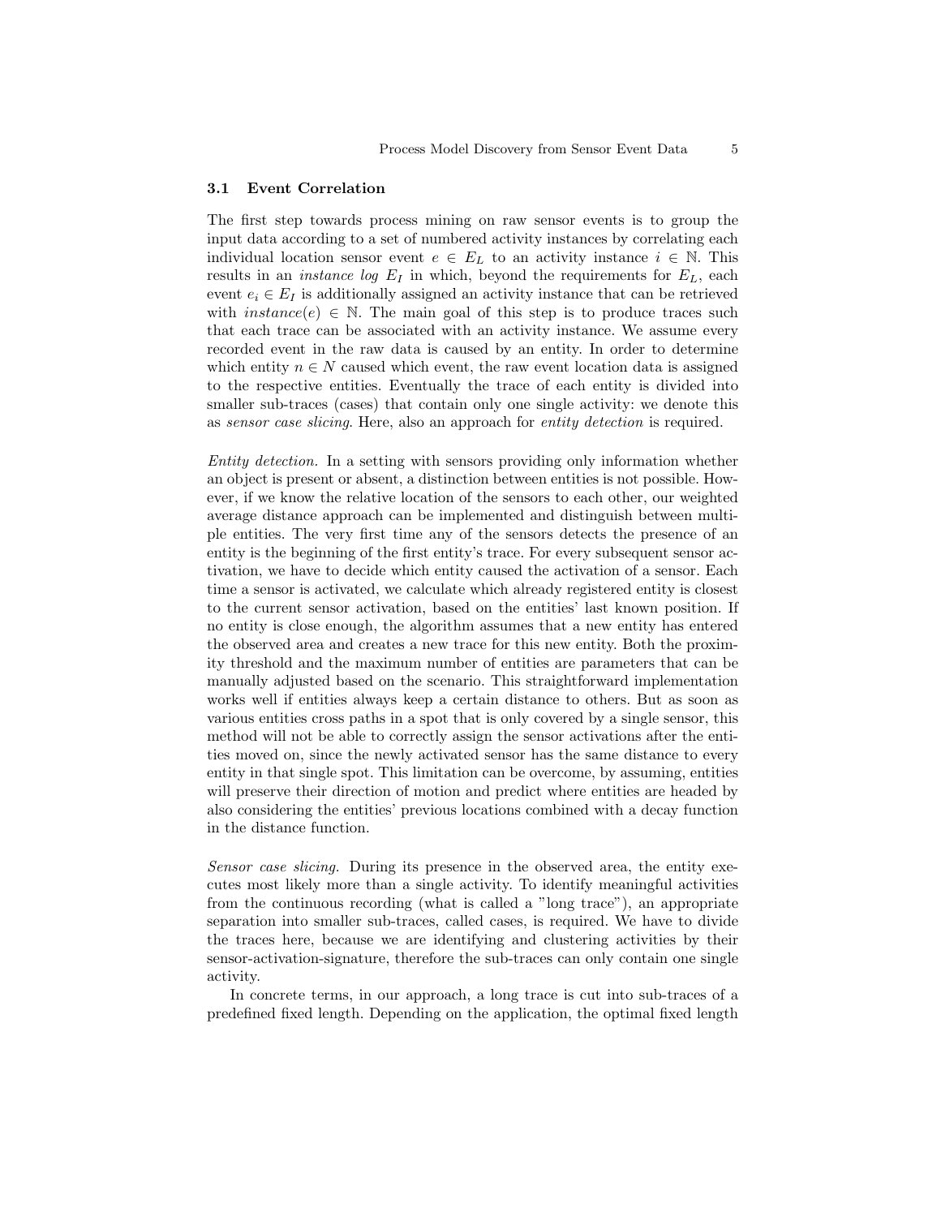### 3.1 Event Correlation

The first step towards process mining on raw sensor events is to group the input data according to a set of numbered activity instances by correlating each individual location sensor event $e \in E_L$ to an activity instance $i \in \mathbb{N}$. This results in an *instance log* $E_I$ in which, beyond the requirements for $E_L$, each event $e_i \in E_I$ is additionally assigned an activity instance that can be retrieved with $instance(e) \in \mathbb{N}$. The main goal of this step is to produce traces such that each trace can be associated with an activity instance. We assume every recorded event in the raw data is caused by an entity. In order to determine which entity $n \in N$ caused which event, the raw event location data is assigned to the respective entities. Eventually the trace of each entity is divided into smaller sub-traces (cases) that contain only one single activity: we denote this as *sensor case slicing*. Here, also an approach for *entity detection* is required.

*Entity detection.* In a setting with sensors providing only information whether an object is present or absent, a distinction between entities is not possible. However, if we know the relative location of the sensors to each other, our weighted average distance approach can be implemented and distinguish between multiple entities. The very first time any of the sensors detects the presence of an entity is the beginning of the first entity's trace. For every subsequent sensor activation, we have to decide which entity caused the activation of a sensor. Each time a sensor is activated, we calculate which already registered entity is closest to the current sensor activation, based on the entities' last known position. If no entity is close enough, the algorithm assumes that a new entity has entered the observed area and creates a new trace for this new entity. Both the proximity threshold and the maximum number of entities are parameters that can be manually adjusted based on the scenario. This straightforward implementation works well if entities always keep a certain distance to others. But as soon as various entities cross paths in a spot that is only covered by a single sensor, this method will not be able to correctly assign the sensor activations after the entities moved on, since the newly activated sensor has the same distance to every entity in that single spot. This limitation can be overcome, by assuming, entities will preserve their direction of motion and predict where entities are headed by also considering the entities' previous locations combined with a decay function in the distance function.

*Sensor case slicing.* During its presence in the observed area, the entity executes most likely more than a single activity. To identify meaningful activities from the continuous recording (what is called a "long trace"), an appropriate separation into smaller sub-traces, called cases, is required. We have to divide the traces here, because we are identifying and clustering activities by their sensor-activation-signature, therefore the sub-traces can only contain one single activity.

In concrete terms, in our approach, a long trace is cut into sub-traces of a predefined fixed length. Depending on the application, the optimal fixed length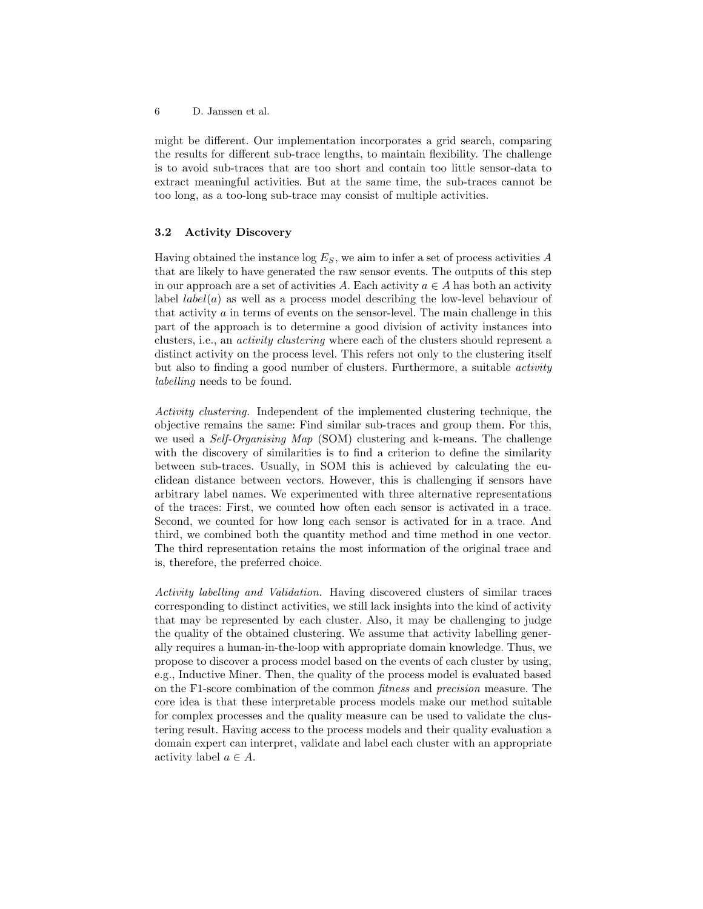might be different. Our implementation incorporates a grid search, comparing the results for different sub-trace lengths, to maintain flexibility. The challenge is to avoid sub-traces that are too short and contain too little sensor-data to extract meaningful activities. But at the same time, the sub-traces cannot be too long, as a too-long sub-trace may consist of multiple activities.

### 3.2 Activity Discovery

Having obtained the instance log $E_S$, we aim to infer a set of process activities $A$ that are likely to have generated the raw sensor events. The outputs of this step in our approach are a set of activities $A$. Each activity $a \in A$ has both an activity label $label(a)$ as well as a process model describing the low-level behaviour of that activity $a$ in terms of events on the sensor-level. The main challenge in this part of the approach is to determine a good division of activity instances into clusters, i.e., an *activity clustering* where each of the clusters should represent a distinct activity on the process level. This refers not only to the clustering itself but also to finding a good number of clusters. Furthermore, a suitable *activity labelling* needs to be found.

*Activity clustering.* Independent of the implemented clustering technique, the objective remains the same: Find similar sub-traces and group them. For this, we used a *Self-Organising Map* (SOM) clustering and k-means. The challenge with the discovery of similarities is to find a criterion to define the similarity between sub-traces. Usually, in SOM this is achieved by calculating the euclidean distance between vectors. However, this is challenging if sensors have arbitrary label names. We experimented with three alternative representations of the traces: First, we counted how often each sensor is activated in a trace. Second, we counted for how long each sensor is activated for in a trace. And third, we combined both the quantity method and time method in one vector. The third representation retains the most information of the original trace and is, therefore, the preferred choice.

*Activity labelling and Validation.* Having discovered clusters of similar traces corresponding to distinct activities, we still lack insights into the kind of activity that may be represented by each cluster. Also, it may be challenging to judge the quality of the obtained clustering. We assume that activity labelling generally requires a human-in-the-loop with appropriate domain knowledge. Thus, we propose to discover a process model based on the events of each cluster by using, e.g., Inductive Miner. Then, the quality of the process model is evaluated based on the F1-score combination of the common *fitness* and *precision* measure. The core idea is that these interpretable process models make our method suitable for complex processes and the quality measure can be used to validate the clustering result. Having access to the process models and their quality evaluation a domain expert can interpret, validate and label each cluster with an appropriate activity label $a \in A$.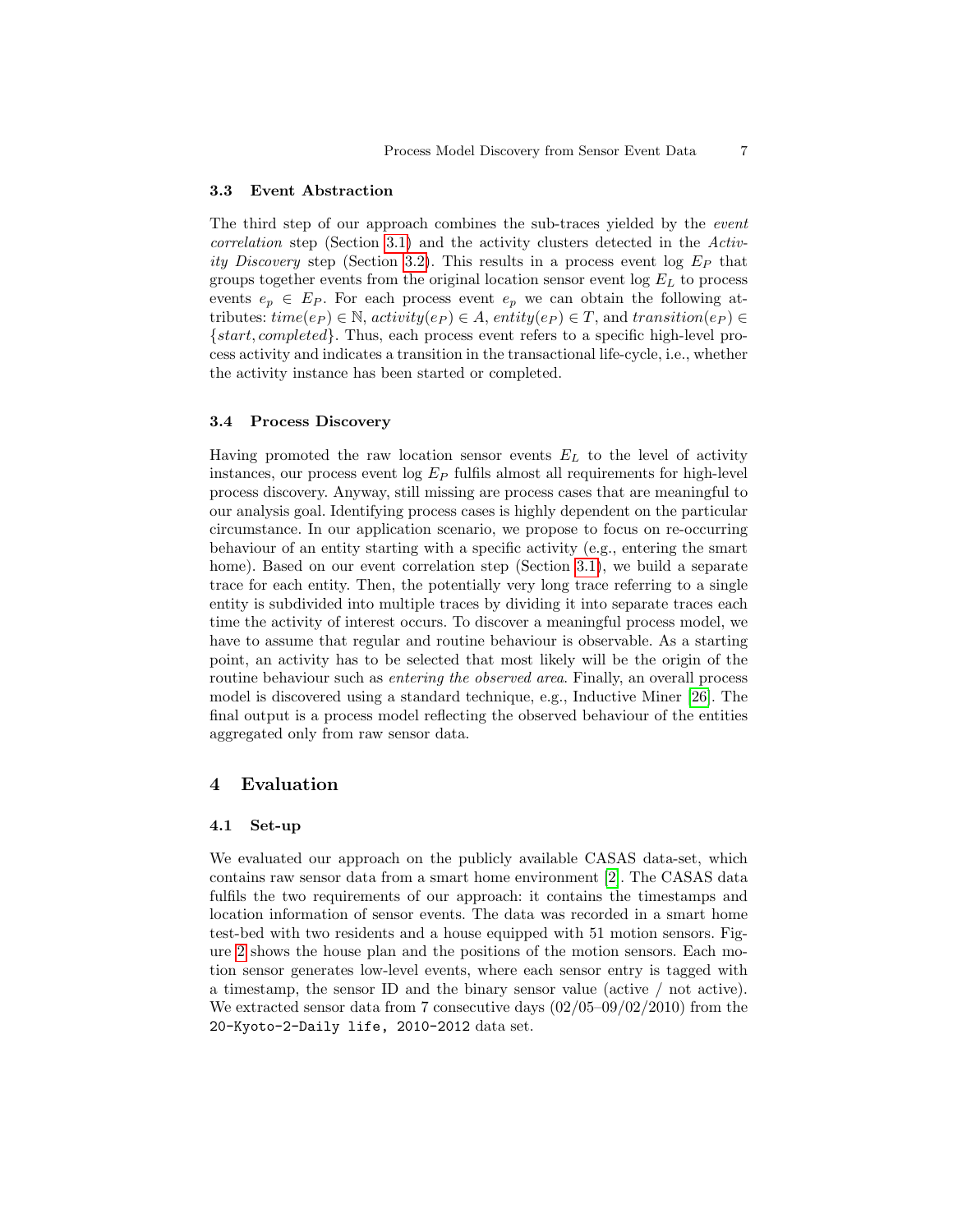### 3.3 Event Abstraction

The third step of our approach combines the sub-traces yielded by the *event correlation* step (Section 3.1) and the activity clusters detected in the *Activity Discovery* step (Section 3.2). This results in a process event log $E_P$ that groups together events from the original location sensor event log $E_L$ to process events $e_p \in E_P$. For each process event $e_p$ we can obtain the following attributes: $time(e_P) \in \mathbb{N}$, $activity(e_P) \in A$, $entity(e_P) \in T$, and $transition(e_P) \in \{start, completed\}$. Thus, each process event refers to a specific high-level process activity and indicates a transition in the transactional life-cycle, i.e., whether the activity instance has been started or completed.

### 3.4 Process Discovery

Having promoted the raw location sensor events $E_L$ to the level of activity instances, our process event log $E_P$ fulfils almost all requirements for high-level process discovery. Anyway, still missing are process cases that are meaningful to our analysis goal. Identifying process cases is highly dependent on the particular circumstance. In our application scenario, we propose to focus on re-occurring behaviour of an entity starting with a specific activity (e.g., entering the smart home). Based on our event correlation step (Section 3.1), we build a separate trace for each entity. Then, the potentially very long trace referring to a single entity is subdivided into multiple traces by dividing it into separate traces each time the activity of interest occurs. To discover a meaningful process model, we have to assume that regular and routine behaviour is observable. As a starting point, an activity has to be selected that most likely will be the origin of the routine behaviour such as *entering the observed area*. Finally, an overall process model is discovered using a standard technique, e.g., Inductive Miner [26]. The final output is a process model reflecting the observed behaviour of the entities aggregated only from raw sensor data.

## 4 Evaluation

### 4.1 Set-up

We evaluated our approach on the publicly available CASAS data-set, which contains raw sensor data from a smart home environment [2]. The CASAS data fulfils the two requirements of our approach: it contains the timestamps and location information of sensor events. The data was recorded in a smart home test-bed with two residents and a house equipped with 51 motion sensors. Figure 2 shows the house plan and the positions of the motion sensors. Each motion sensor generates low-level events, where each sensor entry is tagged with a timestamp, the sensor ID and the binary sensor value (active / not active). We extracted sensor data from 7 consecutive days (02/05–09/02/2010) from the `20-Kyoto-2-Daily life, 2010-2012` data set.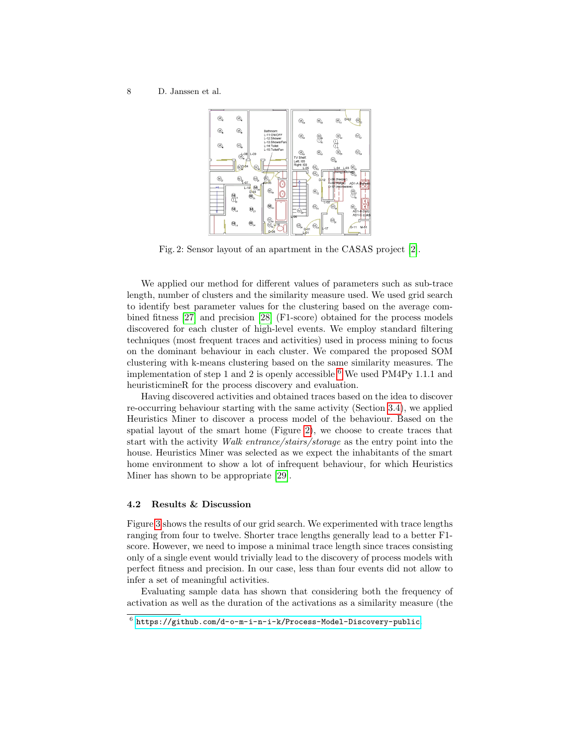Fig. 2: Sensor layout of an apartment in the CASAS project [2].

We applied our method for different values of parameters such as sub-trace length, number of clusters and the similarity measure used. We used grid search to identify best parameter values for the clustering based on the average combined fitness [27] and precision [28] (F1-score) obtained for the process models discovered for each cluster of high-level events. We employ standard filtering techniques (most frequent traces and activities) used in process mining to focus on the dominant behaviour in each cluster. We compared the proposed SOM clustering with k-means clustering based on the same similarity measures. The implementation of step 1 and 2 is openly accessible [6] We used PM4Py 1.1.1 and heuristicmineR for the process discovery and evaluation.

Having discovered activities and obtained traces based on the idea to discover re-occurring behaviour starting with the same activity (Section 3.4), we applied Heuristics Miner to discover a process model of the behaviour. Based on the spatial layout of the smart home (Figure 2), we choose to create traces that start with the activity *Walk entrance/stairs/storage* as the entry point into the house. Heuristics Miner was selected as we expect the inhabitants of the smart home environment to show a lot of infrequent behaviour, for which Heuristics Miner has shown to be appropriate [29].

### 4.2 Results & Discussion

Figure 3 shows the results of our grid search. We experimented with trace lengths ranging from four to twelve. Shorter trace lengths generally lead to a better F1-score. However, we need to impose a minimal trace length since traces consisting only of a single event would trivially lead to the discovery of process models with perfect fitness and precision. In our case, less than four events did not allow to infer a set of meaningful activities.

Evaluating sample data has shown that considering both the frequency of activation as well as the duration of the activations as a similarity measure (the

[6] https://github.com/d-o-m-i-n-i-k/Process-Model-Discovery-public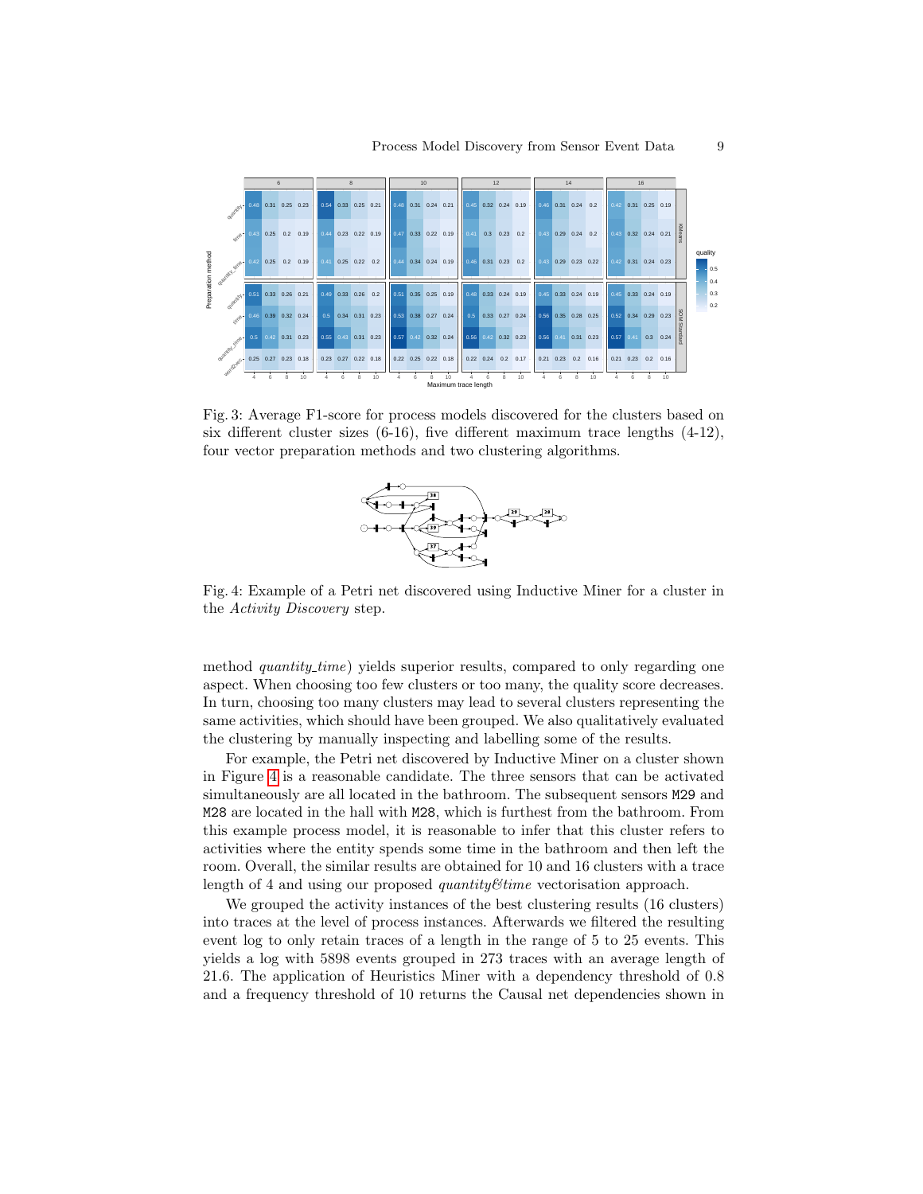Fig. 3: Average F1-score for process models discovered for the clusters based on six different cluster sizes (6-16), five different maximum trace lengths (4-12), four vector preparation methods and two clustering algorithms.

Fig. 4: Example of a Petri net discovered using Inductive Miner for a cluster in the *Activity Discovery* step.

method *quantity_time*) yields superior results, compared to only regarding one aspect. When choosing too few clusters or too many, the quality score decreases. In turn, choosing too many clusters may lead to several clusters representing the same activities, which should have been grouped. We also qualitatively evaluated the clustering by manually inspecting and labelling some of the results.

For example, the Petri net discovered by Inductive Miner on a cluster shown in Figure 4 is a reasonable candidate. The three sensors that can be activated simultaneously are all located in the bathroom. The subsequent sensors M29 and M28 are located in the hall with M28, which is furthest from the bathroom. From this example process model, it is reasonable to infer that this cluster refers to activities where the entity spends some time in the bathroom and then left the room. Overall, the similar results are obtained for 10 and 16 clusters with a trace length of 4 and using our proposed *quantity&time* vectorisation approach.

We grouped the activity instances of the best clustering results (16 clusters) into traces at the level of process instances. Afterwards we filtered the resulting event log to only retain traces of a length in the range of 5 to 25 events. This yields a log with 5898 events grouped in 273 traces with an average length of 21.6. The application of Heuristics Miner with a dependency threshold of 0.8 and a frequency threshold of 10 returns the Causal net dependencies shown in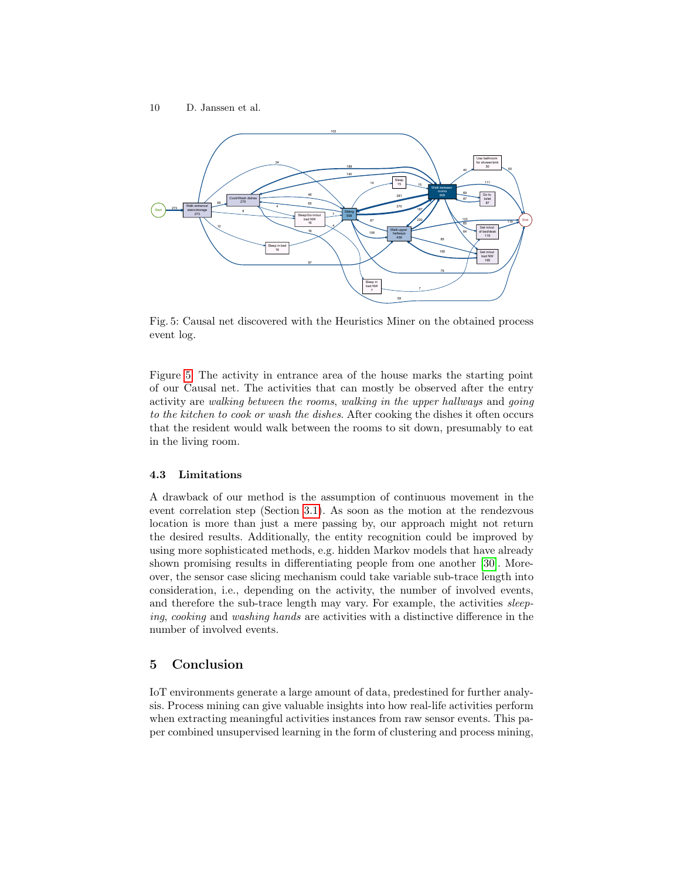Fig. 5: Causal net discovered with the Heuristics Miner on the obtained process event log.

Figure 5. The activity in entrance area of the house marks the starting point of our Causal net. The activities that can mostly be observed after the entry activity are *walking between the rooms*, *walking in the upper hallways* and *going to the kitchen to cook or wash the dishes*. After cooking the dishes it often occurs that the resident would walk between the rooms to sit down, presumably to eat in the living room.

### 4.3 Limitations

A drawback of our method is the assumption of continuous movement in the event correlation step (Section 3.1). As soon as the motion at the rendezvous location is more than just a mere passing by, our approach might not return the desired results. Additionally, the entity recognition could be improved by using more sophisticated methods, e.g. hidden Markov models that have already shown promising results in differentiating people from one another [30]. Moreover, the sensor case slicing mechanism could take variable sub-trace length into consideration, i.e., depending on the activity, the number of involved events, and therefore the sub-trace length may vary. For example, the activities *sleeping*, *cooking* and *washing hands* are activities with a distinctive difference in the number of involved events.

## 5 Conclusion

IoT environments generate a large amount of data, predestined for further analysis. Process mining can give valuable insights into how real-life activities perform when extracting meaningful activities instances from raw sensor events. This paper combined unsupervised learning in the form of clustering and process mining,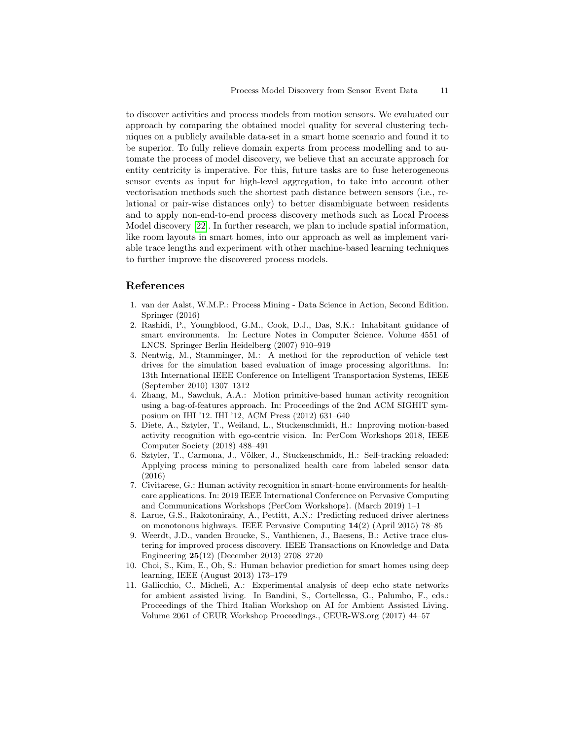to discover activities and process models from motion sensors. We evaluated our approach by comparing the obtained model quality for several clustering techniques on a publicly available data-set in a smart home scenario and found it to be superior. To fully relieve domain experts from process modelling and to automate the process of model discovery, we believe that an accurate approach for entity centricity is imperative. For this, future tasks are to fuse heterogeneous sensor events as input for high-level aggregation, to take into account other vectorisation methods such the shortest path distance between sensors (i.e., relational or pair-wise distances only) to better disambiguate between residents and to apply non-end-to-end process discovery methods such as Local Process Model discovery [22]. In further research, we plan to include spatial information, like room layouts in smart homes, into our approach as well as implement variable trace lengths and experiment with other machine-based learning techniques to further improve the discovered process models.

## References

1. van der Aalst, W.M.P.: Process Mining - Data Science in Action, Second Edition. Springer (2016)
2. Rashidi, P., Youngblood, G.M., Cook, D.J., Das, S.K.: Inhabitant guidance of smart environments. In: Lecture Notes in Computer Science. Volume 4551 of LNCS. Springer Berlin Heidelberg (2007) 910–919
3. Nentwig, M., Stamminger, M.: A method for the reproduction of vehicle test drives for the simulation based evaluation of image processing algorithms. In: 13th International IEEE Conference on Intelligent Transportation Systems, IEEE (September 2010) 1307–1312
4. Zhang, M., Sawchuk, A.A.: Motion primitive-based human activity recognition using a bag-of-features approach. In: Proceedings of the 2nd ACM SIGHIT symposium on IHI '12. IHI '12, ACM Press (2012) 631–640
5. Diete, A., Sztyler, T., Weiland, L., Stuckenschmidt, H.: Improving motion-based activity recognition with ego-centric vision. In: PerCom Workshops 2018, IEEE Computer Society (2018) 488–491
6. Sztyler, T., Carmona, J., Völker, J., Stuckenschmidt, H.: Self-tracking reloaded: Applying process mining to personalized health care from labeled sensor data (2016)
7. Civitarese, G.: Human activity recognition in smart-home environments for healthcare applications. In: 2019 IEEE International Conference on Pervasive Computing and Communications Workshops (PerCom Workshops). (March 2019) 1–1
8. Larue, G.S., Rakotonirainy, A., Pettitt, A.N.: Predicting reduced driver alertness on monotonous highways. IEEE Pervasive Computing **14**(2) (April 2015) 78–85
9. Weerdt, J.D., vanden Broucke, S., Vanthienen, J., Baesens, B.: Active trace clustering for improved process discovery. IEEE Transactions on Knowledge and Data Engineering **25**(12) (December 2013) 2708–2720
10. Choi, S., Kim, E., Oh, S.: Human behavior prediction for smart homes using deep learning, IEEE (August 2013) 173–179
11. Gallicchio, C., Micheli, A.: Experimental analysis of deep echo state networks for ambient assisted living. In Bandini, S., Cortellessa, G., Palumbo, F., eds.: Proceedings of the Third Italian Workshop on AI for Ambient Assisted Living. Volume 2061 of CEUR Workshop Proceedings., CEUR-WS.org (2017) 44–57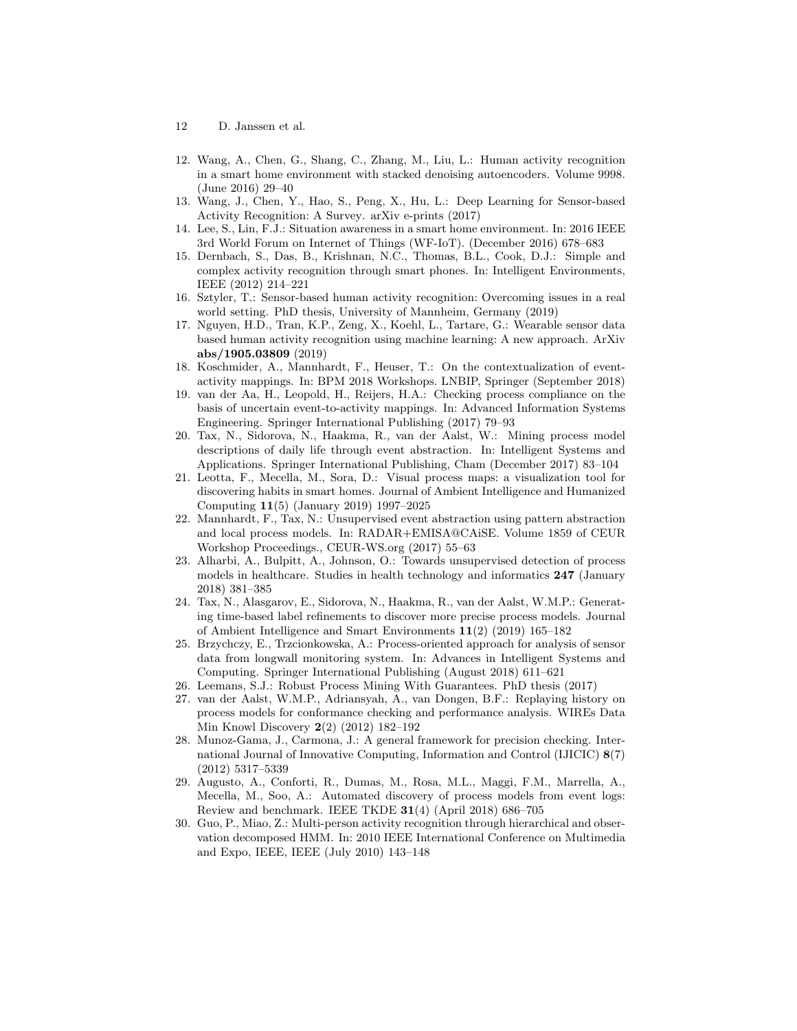12. Wang, A., Chen, G., Shang, C., Zhang, M., Liu, L.: Human activity recognition in a smart home environment with stacked denoising autoencoders. Volume 9998. (June 2016) 29–40
13. Wang, J., Chen, Y., Hao, S., Peng, X., Hu, L.: Deep Learning for Sensor-based Activity Recognition: A Survey. arXiv e-prints (2017)
14. Lee, S., Lin, F.J.: Situation awareness in a smart home environment. In: 2016 IEEE 3rd World Forum on Internet of Things (WF-IoT). (December 2016) 678–683
15. Dernbach, S., Das, B., Krishnan, N.C., Thomas, B.L., Cook, D.J.: Simple and complex activity recognition through smart phones. In: Intelligent Environments, IEEE (2012) 214–221
16. Sztyler, T.: Sensor-based human activity recognition: Overcoming issues in a real world setting. PhD thesis, University of Mannheim, Germany (2019)
17. Nguyen, H.D., Tran, K.P., Zeng, X., Koehl, L., Tartare, G.: Wearable sensor data based human activity recognition using machine learning: A new approach. ArXiv **abs/1905.03809** (2019)
18. Koschmider, A., Mannhardt, F., Heuser, T.: On the contextualization of event-activity mappings. In: BPM 2018 Workshops. LNBIP, Springer (September 2018)
19. van der Aa, H., Leopold, H., Reijers, H.A.: Checking process compliance on the basis of uncertain event-to-activity mappings. In: Advanced Information Systems Engineering. Springer International Publishing (2017) 79–93
20. Tax, N., Sidorova, N., Haakma, R., van der Aalst, W.: Mining process model descriptions of daily life through event abstraction. In: Intelligent Systems and Applications. Springer International Publishing, Cham (December 2017) 83–104
21. Leotta, F., Mecella, M., Sora, D.: Visual process maps: a visualization tool for discovering habits in smart homes. Journal of Ambient Intelligence and Humanized Computing **11**(5) (January 2019) 1997–2025
22. Mannhardt, F., Tax, N.: Unsupervised event abstraction using pattern abstraction and local process models. In: RADAR+EMISA@CAiSE. Volume 1859 of CEUR Workshop Proceedings., CEUR-WS.org (2017) 55–63
23. Alharbi, A., Bulpitt, A., Johnson, O.: Towards unsupervised detection of process models in healthcare. Studies in health technology and informatics **247** (January 2018) 381–385
24. Tax, N., Alasgarov, E., Sidorova, N., Haakma, R., van der Aalst, W.M.P.: Generating time-based label refinements to discover more precise process models. Journal of Ambient Intelligence and Smart Environments **11**(2) (2019) 165–182
25. Brzychczy, E., Trzcionkowska, A.: Process-oriented approach for analysis of sensor data from longwall monitoring system. In: Advances in Intelligent Systems and Computing. Springer International Publishing (August 2018) 611–621
26. Leemans, S.J.: Robust Process Mining With Guarantees. PhD thesis (2017)
27. van der Aalst, W.M.P., Adriansyah, A., van Dongen, B.F.: Replaying history on process models for conformance checking and performance analysis. WIREs Data Min Knowl Discovery **2**(2) (2012) 182–192
28. Munoz-Gama, J., Carmona, J.: A general framework for precision checking. International Journal of Innovative Computing, Information and Control (IJICIC) **8**(7) (2012) 5317–5339
29. Augusto, A., Conforti, R., Dumas, M., Rosa, M.L., Maggi, F.M., Marrella, A., Mecella, M., Soo, A.: Automated discovery of process models from event logs: Review and benchmark. IEEE TKDE **31**(4) (April 2018) 686–705
30. Guo, P., Miao, Z.: Multi-person activity recognition through hierarchical and observation decomposed HMM. In: 2010 IEEE International Conference on Multimedia and Expo, IEEE, IEEE (July 2010) 143–148